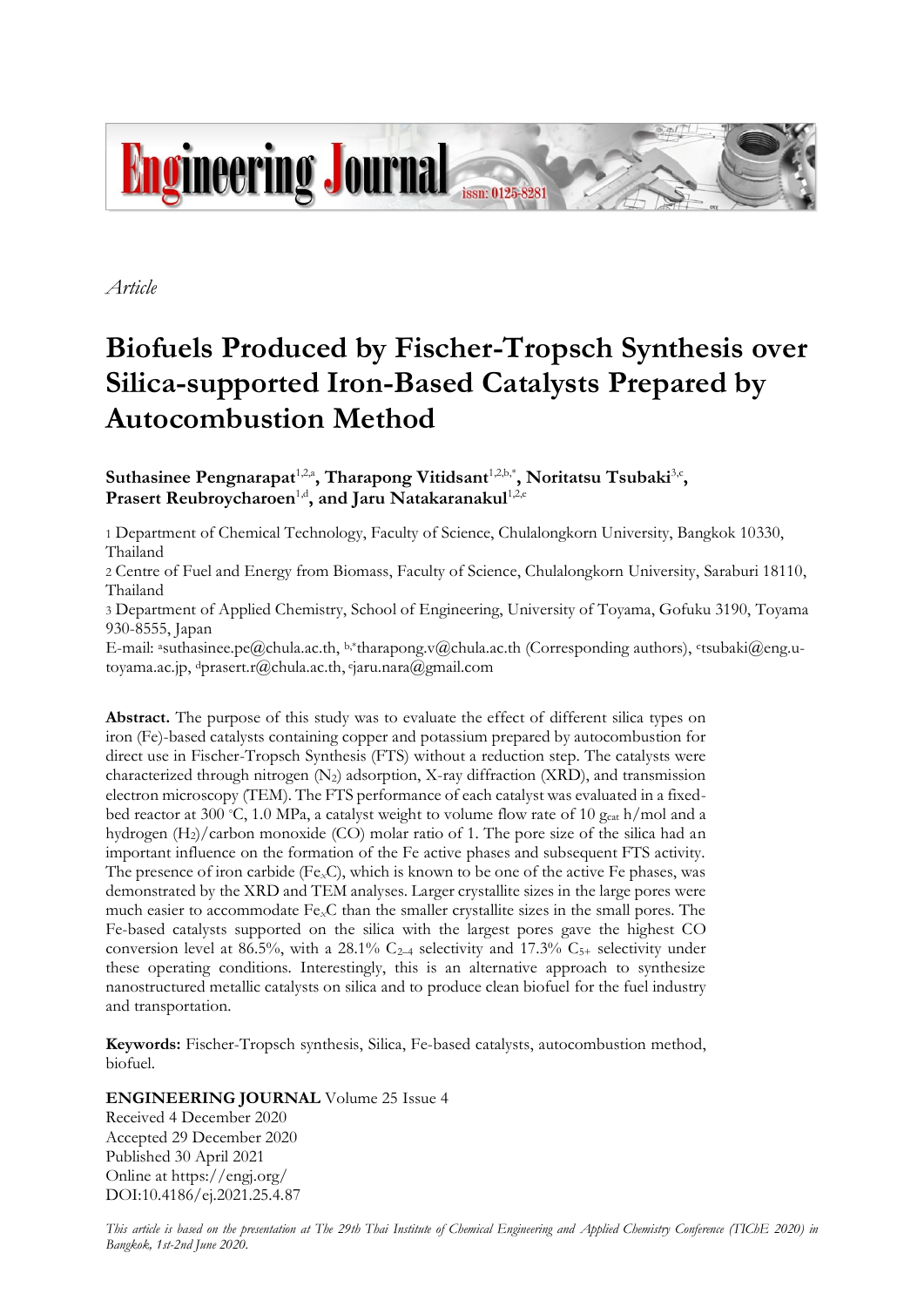*Article*

# Biofuels Produced by Fischer-Tropsch Synthesis over Silica-supported Iron-Based Catalysts Prepared by Autocombustion Method

**Suthasinee Pengnarapat**[1,2,a]**, Tharapong Vitidsant**[1,2,b,*]**, Noritatsu Tsubaki**[3,c]**, Prasert Reubroycharoen**[1,d]**, and Jaru Natakaranakul**[1,2,e]

1 Department of Chemical Technology, Faculty of Science, Chulalongkorn University, Bangkok 10330, Thailand

2 Centre of Fuel and Energy from Biomass, Faculty of Science, Chulalongkorn University, Saraburi 18110, Thailand

3 Department of Applied Chemistry, School of Engineering, University of Toyama, Gofuku 3190, Toyama 930-8555, Japan

E-mail: [a]suthasinee.pe@chula.ac.th, [b,*]tharapong.v@chula.ac.th (Corresponding authors), [c]tsubaki@eng.u-toyama.ac.jp, [d]prasert.r@chula.ac.th, [e]jaru.nara@gmail.com

**Abstract.** The purpose of this study was to evaluate the effect of different silica types on iron (Fe)-based catalysts containing copper and potassium prepared by autocombustion for direct use in Fischer-Tropsch Synthesis (FTS) without a reduction step. The catalysts were characterized through nitrogen ($N_2$) adsorption, X-ray diffraction (XRD), and transmission electron microscopy (TEM). The FTS performance of each catalyst was evaluated in a fixed-bed reactor at 300 °C, 1.0 MPa, a catalyst weight to volume flow rate of 10 $g_{cat}$ h/mol and a hydrogen ($H_2$)/carbon monoxide (CO) molar ratio of 1. The pore size of the silica had an important influence on the formation of the Fe active phases and subsequent FTS activity. The presence of iron carbide ($Fe_xC$), which is known to be one of the active Fe phases, was demonstrated by the XRD and TEM analyses. Larger crystallite sizes in the large pores were much easier to accommodate $Fe_xC$ than the smaller crystallite sizes in the small pores. The Fe-based catalysts supported on the silica with the largest pores gave the highest CO conversion level at 86.5%, with a 28.1% $C_{2-4}$ selectivity and 17.3% $C_{5+}$ selectivity under these operating conditions. Interestingly, this is an alternative approach to synthesize nanostructured metallic catalysts on silica and to produce clean biofuel for the fuel industry and transportation.

**Keywords:** Fischer-Tropsch synthesis, Silica, Fe-based catalysts, autocombustion method, biofuel.

**ENGINEERING JOURNAL** Volume 25 Issue 4
Received 4 December 2020
Accepted 29 December 2020
Published 30 April 2021
Online at https://engj.org/
DOI:10.4186/ej.2021.25.4.87

*This article is based on the presentation at The 29th Thai Institute of Chemical Engineering and Applied Chemistry Conference (TIChE 2020) in Bangkok, 1st-2nd June 2020.*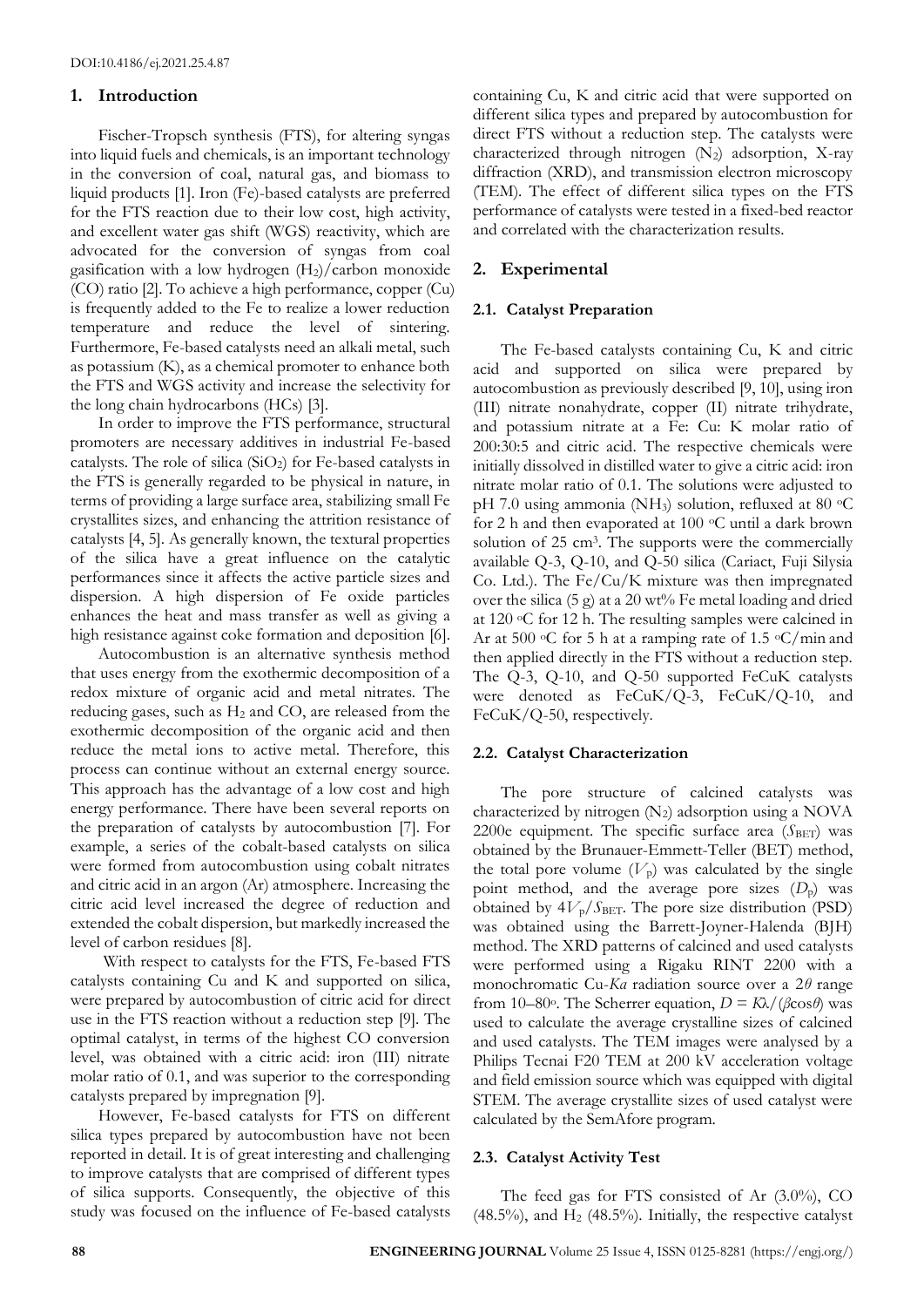DOI:10.4186/ej.2021.25.4.87

## 1. Introduction

Fischer-Tropsch synthesis (FTS), for altering syngas into liquid fuels and chemicals, is an important technology in the conversion of coal, natural gas, and biomass to liquid products [1]. Iron (Fe)-based catalysts are preferred for the FTS reaction due to their low cost, high activity, and excellent water gas shift (WGS) reactivity, which are advocated for the conversion of syngas from coal gasification with a low hydrogen ($H_2$)/carbon monoxide (CO) ratio [2]. To achieve a high performance, copper (Cu) is frequently added to the Fe to realize a lower reduction temperature and reduce the level of sintering. Furthermore, Fe-based catalysts need an alkali metal, such as potassium (K), as a chemical promoter to enhance both the FTS and WGS activity and increase the selectivity for the long chain hydrocarbons (HCs) [3].

In order to improve the FTS performance, structural promoters are necessary additives in industrial Fe-based catalysts. The role of silica ($SiO_2$) for Fe-based catalysts in the FTS is generally regarded to be physical in nature, in terms of providing a large surface area, stabilizing small Fe crystallites sizes, and enhancing the attrition resistance of catalysts [4, 5]. As generally known, the textural properties of the silica have a great influence on the catalytic performances since it affects the active particle sizes and dispersion. A high dispersion of Fe oxide particles enhances the heat and mass transfer as well as giving a high resistance against coke formation and deposition [6].

Autocombustion is an alternative synthesis method that uses energy from the exothermic decomposition of a redox mixture of organic acid and metal nitrates. The reducing gases, such as $H_2$ and CO, are released from the exothermic decomposition of the organic acid and then reduce the metal ions to active metal. Therefore, this process can continue without an external energy source. This approach has the advantage of a low cost and high energy performance. There have been several reports on the preparation of catalysts by autocombustion [7]. For example, a series of the cobalt-based catalysts on silica were formed from autocombustion using cobalt nitrates and citric acid in an argon (Ar) atmosphere. Increasing the citric acid level increased the degree of reduction and extended the cobalt dispersion, but markedly increased the level of carbon residues [8].

With respect to catalysts for the FTS, Fe-based FTS catalysts containing Cu and K and supported on silica, were prepared by autocombustion of citric acid for direct use in the FTS reaction without a reduction step [9]. The optimal catalyst, in terms of the highest CO conversion level, was obtained with a citric acid: iron (III) nitrate molar ratio of 0.1, and was superior to the corresponding catalysts prepared by impregnation [9].

However, Fe-based catalysts for FTS on different silica types prepared by autocombustion have not been reported in detail. It is of great interesting and challenging to improve catalysts that are comprised of different types of silica supports. Consequently, the objective of this study was focused on the influence of Fe-based catalysts containing Cu, K and citric acid that were supported on different silica types and prepared by autocombustion for direct FTS without a reduction step. The catalysts were characterized through nitrogen ($N_2$) adsorption, X-ray diffraction (XRD), and transmission electron microscopy (TEM). The effect of different silica types on the FTS performance of catalysts were tested in a fixed-bed reactor and correlated with the characterization results.

## 2. Experimental

### 2.1. Catalyst Preparation

The Fe-based catalysts containing Cu, K and citric acid and supported on silica were prepared by autocombustion as previously described [9, 10], using iron (III) nitrate nonahydrate, copper (II) nitrate trihydrate, and potassium nitrate at a Fe: Cu: K molar ratio of 200:30:5 and citric acid. The respective chemicals were initially dissolved in distilled water to give a citric acid: iron nitrate molar ratio of 0.1. The solutions were adjusted to pH 7.0 using ammonia ($NH_3$) solution, refluxed at 80 °C for 2 h and then evaporated at 100 °C until a dark brown solution of 25 $cm^3$. The supports were the commercially available Q-3, Q-10, and Q-50 silica (Cariact, Fuji Silysia Co. Ltd.). The Fe/Cu/K mixture was then impregnated over the silica (5 g) at a 20 wt% Fe metal loading and dried at 120 °C for 12 h. The resulting samples were calcined in Ar at 500 °C for 5 h at a ramping rate of 1.5 °C/min and then applied directly in the FTS without a reduction step. The Q-3, Q-10, and Q-50 supported FeCuK catalysts were denoted as FeCuK/Q-3, FeCuK/Q-10, and FeCuK/Q-50, respectively.

### 2.2. Catalyst Characterization

The pore structure of calcined catalysts was characterized by nitrogen ($N_2$) adsorption using a NOVA 2200e equipment. The specific surface area ($S_{BET}$) was obtained by the Brunauer-Emmett-Teller (BET) method, the total pore volume ($V_p$) was calculated by the single point method, and the average pore sizes ($D_p$) was obtained by $4V_p/S_{BET}$. The pore size distribution (PSD) was obtained using the Barrett-Joyner-Halenda (BJH) method. The XRD patterns of calcined and used catalysts were performed using a Rigaku RINT 2200 with a monochromatic Cu-*Ka* radiation source over a 2$\theta$ range from 10–80°. The Scherrer equation, $D = K\lambda/(\beta\cos\theta)$ was used to calculate the average crystalline sizes of calcined and used catalysts. The TEM images were analysed by a Philips Tecnai F20 TEM at 200 kV acceleration voltage and field emission source which was equipped with digital STEM. The average crystallite sizes of used catalyst were calculated by the SemAfore program.

### 2.3. Catalyst Activity Test

The feed gas for FTS consisted of Ar (3.0%), CO (48.5%), and $H_2$ (48.5%). Initially, the respective catalyst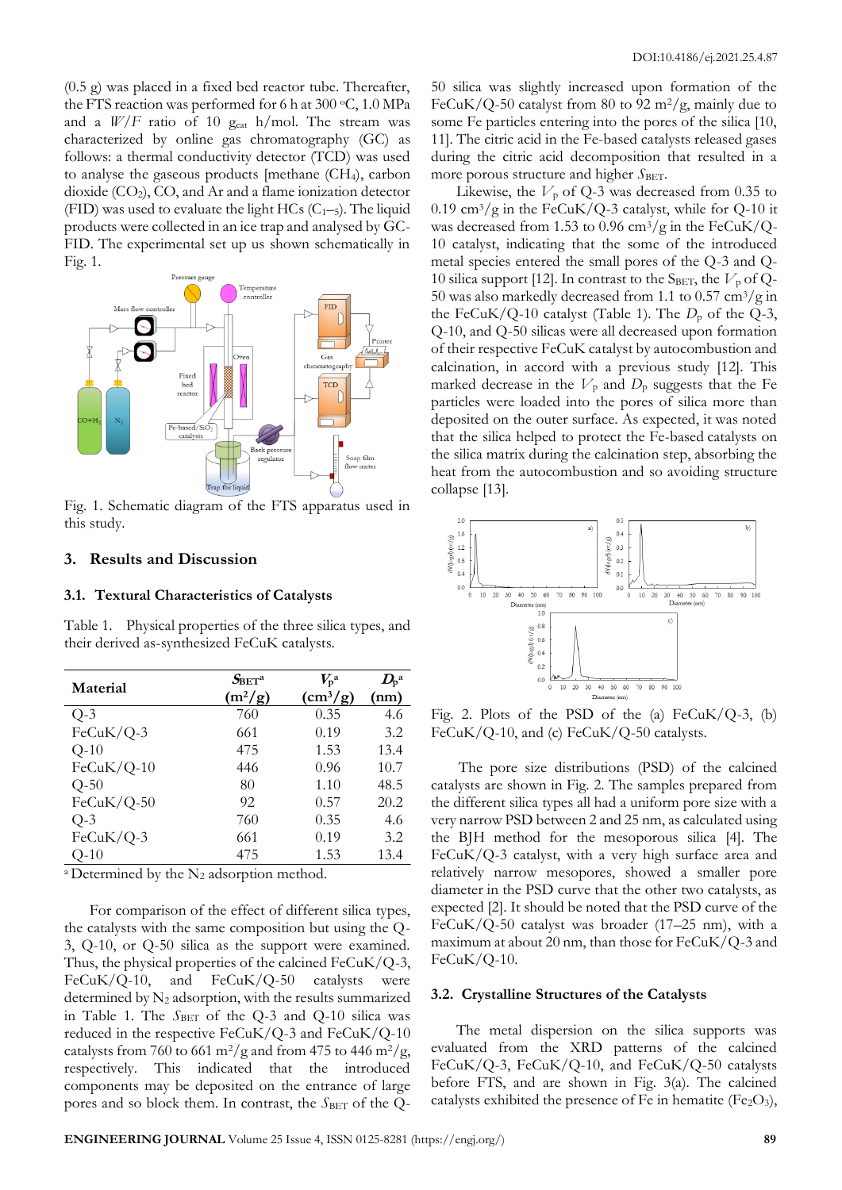(0.5 g) was placed in a fixed bed reactor tube. Thereafter, the FTS reaction was performed for 6 h at 300 °C, 1.0 MPa and a $W/F$ ratio of 10 $g_{cat}$ h/mol. The stream was characterized by online gas chromatography (GC) as follows: a thermal conductivity detector (TCD) was used to analyse the gaseous products [methane ($CH_4$), carbon dioxide ($CO_2$), CO, and Ar and a flame ionization detector (FID) was used to evaluate the light HCs ($C_{1-5}$). The liquid products were collected in an ice trap and analysed by GC-FID. The experimental set up us shown schematically in Fig. 1.

Fig. 1. Schematic diagram of the FTS apparatus used in this study.

## 3. Results and Discussion

### 3.1. Textural Characteristics of Catalysts

Table 1. Physical properties of the three silica types, and their derived as-synthesized FeCuK catalysts.

| Material | $S_{BET}$[a] ($m^2/g$) | $V_p$[a] ($cm^3/g$) | $D_p$[a] (nm) |
|---|---|---|---|
| Q-3 | 760 | 0.35 | 4.6 |
| FeCuK/Q-3 | 661 | 0.19 | 3.2 |
| Q-10 | 475 | 1.53 | 13.4 |
| FeCuK/Q-10 | 446 | 0.96 | 10.7 |
| Q-50 | 80 | 1.10 | 48.5 |
| FeCuK/Q-50 | 92 | 0.57 | 20.2 |
| Q-3 | 760 | 0.35 | 4.6 |
| FeCuK/Q-3 | 661 | 0.19 | 3.2 |
| Q-10 | 475 | 1.53 | 13.4 |

[a] Determined by the $N_2$ adsorption method.

For comparison of the effect of different silica types, the catalysts with the same composition but using the Q-3, Q-10, or Q-50 silica as the support were examined. Thus, the physical properties of the calcined FeCuK/Q-3, FeCuK/Q-10, and FeCuK/Q-50 catalysts were determined by $N_2$ adsorption, with the results summarized in Table 1. The $S_{BET}$ of the Q-3 and Q-10 silica was reduced in the respective FeCuK/Q-3 and FeCuK/Q-10 catalysts from 760 to 661 $m^2/g$ and from 475 to 446 $m^2/g$, respectively. This indicated that the introduced components may be deposited on the entrance of large pores and so block them. In contrast, the $S_{BET}$ of the Q-50 silica was slightly increased upon formation of the FeCuK/Q-50 catalyst from 80 to 92 $m^2/g$, mainly due to some Fe particles entering into the pores of the silica [10, 11]. The citric acid in the Fe-based catalysts released gases during the citric acid decomposition that resulted in a more porous structure and higher $S_{BET}$.

Likewise, the $V_p$ of Q-3 was decreased from 0.35 to 0.19 $cm^3/g$ in the FeCuK/Q-3 catalyst, while for Q-10 it was decreased from 1.53 to 0.96 $cm^3/g$ in the FeCuK/Q-10 catalyst, indicating that the some of the introduced metal species entered the small pores of the Q-3 and Q-10 silica support [12]. In contrast to the $S_{BET}$, the $V_p$ of Q-50 was also markedly decreased from 1.1 to 0.57 $cm^3/g$ in the FeCuK/Q-10 catalyst (Table 1). The $D_p$ of the Q-3, Q-10, and Q-50 silicas were all decreased upon formation of their respective FeCuK catalyst by autocombustion and calcination, in accord with a previous study [12]. This marked decrease in the $V_p$ and $D_p$ suggests that the Fe particles were loaded into the pores of silica more than deposited on the outer surface. As expected, it was noted that the silica helped to protect the Fe-based catalysts on the silica matrix during the calcination step, absorbing the heat from the autocombustion and so avoiding structure collapse [13].

Fig. 2. Plots of the PSD of the (a) FeCuK/Q-3, (b) FeCuK/Q-10, and (c) FeCuK/Q-50 catalysts.

The pore size distributions (PSD) of the calcined catalysts are shown in Fig. 2. The samples prepared from the different silica types all had a uniform pore size with a very narrow PSD between 2 and 25 nm, as calculated using the BJH method for the mesoporous silica [4]. The FeCuK/Q-3 catalyst, with a very high surface area and relatively narrow mesopores, showed a smaller pore diameter in the PSD curve that the other two catalysts, as expected [2]. It should be noted that the PSD curve of the FeCuK/Q-50 catalyst was broader (17–25 nm), with a maximum at about 20 nm, than those for FeCuK/Q-3 and FeCuK/Q-10.

### 3.2. Crystalline Structures of the Catalysts

The metal dispersion on the silica supports was evaluated from the XRD patterns of the calcined FeCuK/Q-3, FeCuK/Q-10, and FeCuK/Q-50 catalysts before FTS, and are shown in Fig. 3(a). The calcined catalysts exhibited the presence of Fe in hematite ($Fe_2O_3$),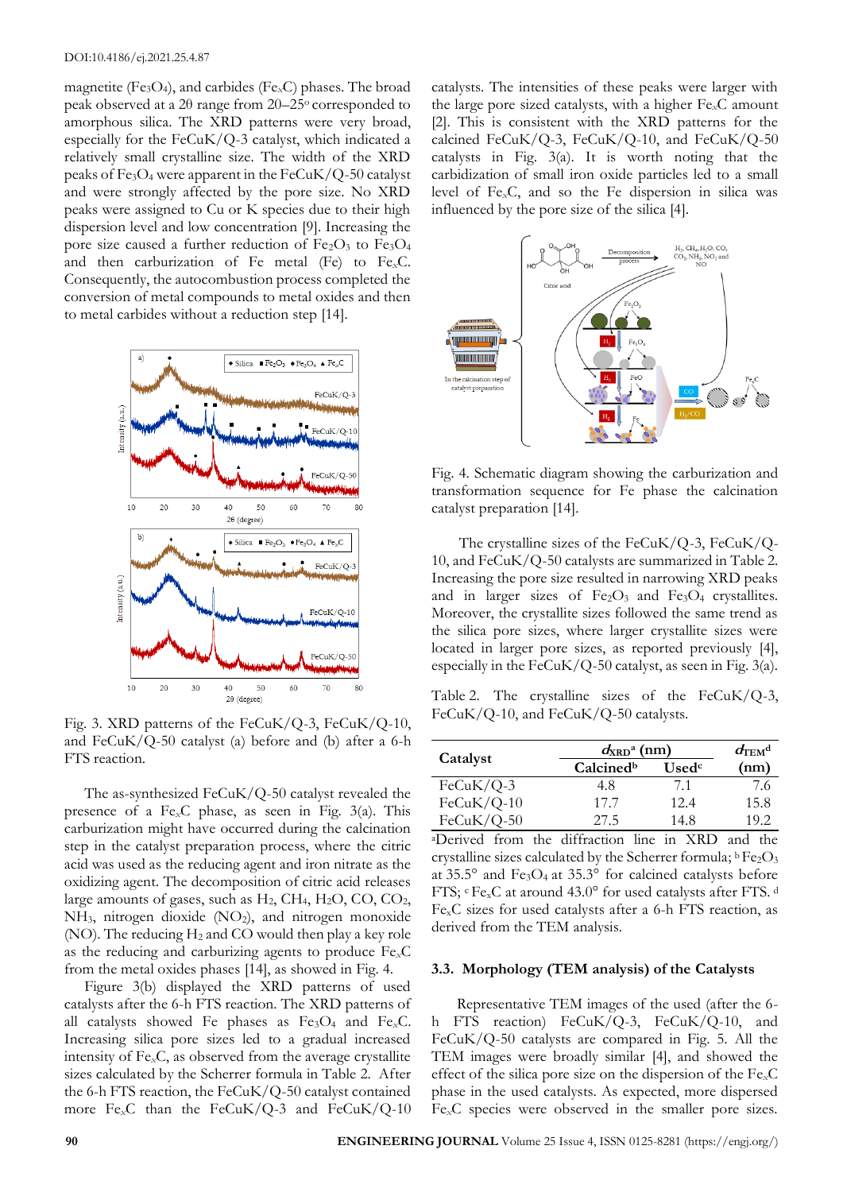magnetite ($Fe_3O_4$), and carbides ($Fe_xC$) phases. The broad peak observed at a 2θ range from 20–25° corresponded to amorphous silica. The XRD patterns were very broad, especially for the FeCuK/Q-3 catalyst, which indicated a relatively small crystalline size. The width of the XRD peaks of $Fe_3O_4$ were apparent in the FeCuK/Q-50 catalyst and were strongly affected by the pore size. No XRD peaks were assigned to Cu or K species due to their high dispersion level and low concentration [9]. Increasing the pore size caused a further reduction of $Fe_2O_3$ to $Fe_3O_4$ and then carburization of Fe metal (Fe) to $Fe_xC$. Consequently, the autocombustion process completed the conversion of metal compounds to metal oxides and then to metal carbides without a reduction step [14].

Fig. 3. XRD patterns of the FeCuK/Q-3, FeCuK/Q-10, and FeCuK/Q-50 catalyst (a) before and (b) after a 6-h FTS reaction.

The as-synthesized FeCuK/Q-50 catalyst revealed the presence of a $Fe_xC$ phase, as seen in Fig. 3(a). This carburization might have occurred during the calcination step in the catalyst preparation process, where the citric acid was used as the reducing agent and iron nitrate as the oxidizing agent. The decomposition of citric acid releases large amounts of gases, such as $H_2$, $CH_4$, $H_2O$, CO, $CO_2$, $NH_3$, nitrogen dioxide ($NO_2$), and nitrogen monoxide (NO). The reducing $H_2$ and CO would then play a key role as the reducing and carburizing agents to produce $Fe_xC$ from the metal oxides phases [14], as showed in Fig. 4.

Figure 3(b) displayed the XRD patterns of used catalysts after the 6-h FTS reaction. The XRD patterns of all catalysts showed Fe phases as $Fe_3O_4$ and $Fe_xC$. Increasing silica pore sizes led to a gradual increased intensity of $Fe_xC$, as observed from the average crystallite sizes calculated by the Scherrer formula in Table 2. After the 6-h FTS reaction, the FeCuK/Q-50 catalyst contained more $Fe_xC$ than the FeCuK/Q-3 and FeCuK/Q-10 catalysts. The intensities of these peaks were larger with the large pore sized catalysts, with a higher $Fe_xC$ amount [2]. This is consistent with the XRD patterns for the calcined FeCuK/Q-3, FeCuK/Q-10, and FeCuK/Q-50 catalysts in Fig. 3(a). It is worth noting that the carbidization of small iron oxide particles led to a small level of $Fe_xC$, and so the Fe dispersion in silica was influenced by the pore size of the silica [4].

Fig. 4. Schematic diagram showing the carburization and transformation sequence for Fe phase the calcination catalyst preparation [14].

The crystalline sizes of the FeCuK/Q-3, FeCuK/Q-10, and FeCuK/Q-50 catalysts are summarized in Table 2. Increasing the pore size resulted in narrowing XRD peaks and in larger sizes of $Fe_2O_3$ and $Fe_3O_4$ crystallites. Moreover, the crystallite sizes followed the same trend as the silica pore sizes, where larger crystallite sizes were located in larger pore sizes, as reported previously [4], especially in the FeCuK/Q-50 catalyst, as seen in Fig. 3(a).

Table 2. The crystalline sizes of the FeCuK/Q-3, FeCuK/Q-10, and FeCuK/Q-50 catalysts.

| Catalyst | $d_{XRD}$[a] (nm) | | $d_{TEM}$[d] (nm) |
|---|---|---|---|
| | Calcined[b] | Used[c] | |
| FeCuK/Q-3 | 4.8 | 7.1 | 7.6 |
| FeCuK/Q-10 | 17.7 | 12.4 | 15.8 |
| FeCuK/Q-50 | 27.5 | 14.8 | 19.2 |

[a]Derived from the diffraction line in XRD and the crystalline sizes calculated by the Scherrer formula; [b] $Fe_2O_3$ at 35.5° and $Fe_3O_4$ at 35.3° for calcined catalysts before FTS; [c] $Fe_xC$ at around 43.0° for used catalysts after FTS. [d] $Fe_xC$ sizes for used catalysts after a 6-h FTS reaction, as derived from the TEM analysis.

### 3.3. Morphology (TEM analysis) of the Catalysts

Representative TEM images of the used (after the 6-h FTS reaction) FeCuK/Q-3, FeCuK/Q-10, and FeCuK/Q-50 catalysts are compared in Fig. 5. All the TEM images were broadly similar [4], and showed the effect of the silica pore size on the dispersion of the $Fe_xC$ phase in the used catalysts. As expected, more dispersed $Fe_xC$ species were observed in the smaller pore sizes.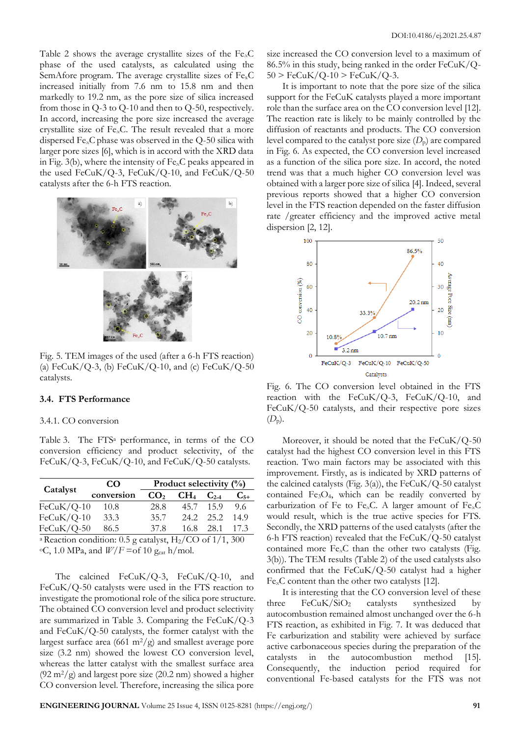Table 2 shows the average crystallite sizes of the $Fe_xC$ phase of the used catalysts, as calculated using the SemAfore program. The average crystallite sizes of $Fe_xC$ increased initially from 7.6 nm to 15.8 nm and then markedly to 19.2 nm, as the pore size of silica increased from those in Q-3 to Q-10 and then to Q-50, respectively. In accord, increasing the pore size increased the average crystallite size of $Fe_xC$. The result revealed that a more dispersed $Fe_xC$ phase was observed in the Q-50 silica with larger pore sizes [6], which is in accord with the XRD data in Fig. 3(b), where the intensity of $Fe_xC$ peaks appeared in the used FeCuK/Q-3, FeCuK/Q-10, and FeCuK/Q-50 catalysts after the 6-h FTS reaction.

Fig. 5. TEM images of the used (after a 6-h FTS reaction) (a) FeCuK/Q-3, (b) FeCuK/Q-10, and (c) FeCuK/Q-50 catalysts.

### 3.4. FTS Performance

#### 3.4.1. CO conversion

Table 3. The FTS[a] performance, in terms of the CO conversion efficiency and product selectivity, of the FeCuK/Q-3, FeCuK/Q-10, and FeCuK/Q-50 catalysts.

| Catalyst | CO conversion | Product selectivity (%) | | | |
|---|---|---|---|---|---|
| | | $CO_2$ | $CH_4$ | $C_{2\text{-}4}$ | $C_{5+}$ |
| FeCuK/Q-10 | 10.8 | 28.8 | 45.7 | 15.9 | 9.6 |
| FeCuK/Q-10 | 33.3 | 35.7 | 24.2 | 25.2 | 14.9 |
| FeCuK/Q-50 | 86.5 | 37.8 | 16.8 | 28.1 | 17.3 |

[a] Reaction condition: 0.5 g catalyst, $H_2/CO$ of 1/1, 300 °C, 1.0 MPa, and $W/F$ =of 10 $g_{cat}$ h/mol.

The calcined FeCuK/Q-3, FeCuK/Q-10, and FeCuK/Q-50 catalysts were used in the FTS reaction to investigate the promotional role of the silica pore structure. The obtained CO conversion level and product selectivity are summarized in Table 3. Comparing the FeCuK/Q-3 and FeCuK/Q-50 catalysts, the former catalyst with the largest surface area (661 $m^2/g$) and smallest average pore size (3.2 nm) showed the lowest CO conversion level, whereas the latter catalyst with the smallest surface area (92 $m^2/g$) and largest pore size (20.2 nm) showed a higher CO conversion level. Therefore, increasing the silica pore size increased the CO conversion level to a maximum of 86.5% in this study, being ranked in the order FeCuK/Q-50 > FeCuK/Q-10 > FeCuK/Q-3.

It is important to note that the pore size of the silica support for the FeCuK catalysts played a more important role than the surface area on the CO conversion level [12]. The reaction rate is likely to be mainly controlled by the diffusion of reactants and products. The CO conversion level compared to the catalyst pore size ($D_p$) are compared in Fig. 6. As expected, the CO conversion level increased as a function of the silica pore size. In accord, the noted trend was that a much higher CO conversion level was obtained with a larger pore size of silica [4]. Indeed, several previous reports showed that a higher CO conversion level in the FTS reaction depended on the faster diffusion rate /greater efficiency and the improved active metal dispersion [2, 12].

Fig. 6. The CO conversion level obtained in the FTS reaction with the FeCuK/Q-3, FeCuK/Q-10, and FeCuK/Q-50 catalysts, and their respective pore sizes ($D_p$).

Moreover, it should be noted that the FeCuK/Q-50 catalyst had the highest CO conversion level in this FTS reaction. Two main factors may be associated with this improvement. Firstly, as is indicated by XRD patterns of the calcined catalysts (Fig. 3(a)), the FeCuK/Q-50 catalyst contained $Fe_3O_4$, which can be readily converted by carburization of Fe to $Fe_xC$. A larger amount of $Fe_xC$ would result, which is the true active species for FTS. Secondly, the XRD patterns of the used catalysts (after the 6-h FTS reaction) revealed that the FeCuK/Q-50 catalyst contained more $Fe_xC$ than the other two catalysts (Fig. 3(b)). The TEM results (Table 2) of the used catalysts also confirmed that the FeCuK/Q-50 catalyst had a higher $Fe_xC$ content than the other two catalysts [12].

It is interesting that the CO conversion level of these three FeCuK/$SiO_2$ catalysts synthesized by autocombustion remained almost unchanged over the 6-h FTS reaction, as exhibited in Fig. 7. It was deduced that Fe carburization and stability were achieved by surface active carbonaceous species during the preparation of the catalysts in the autocombustion method [15]. Consequently, the induction period required for conventional Fe-based catalysts for the FTS was not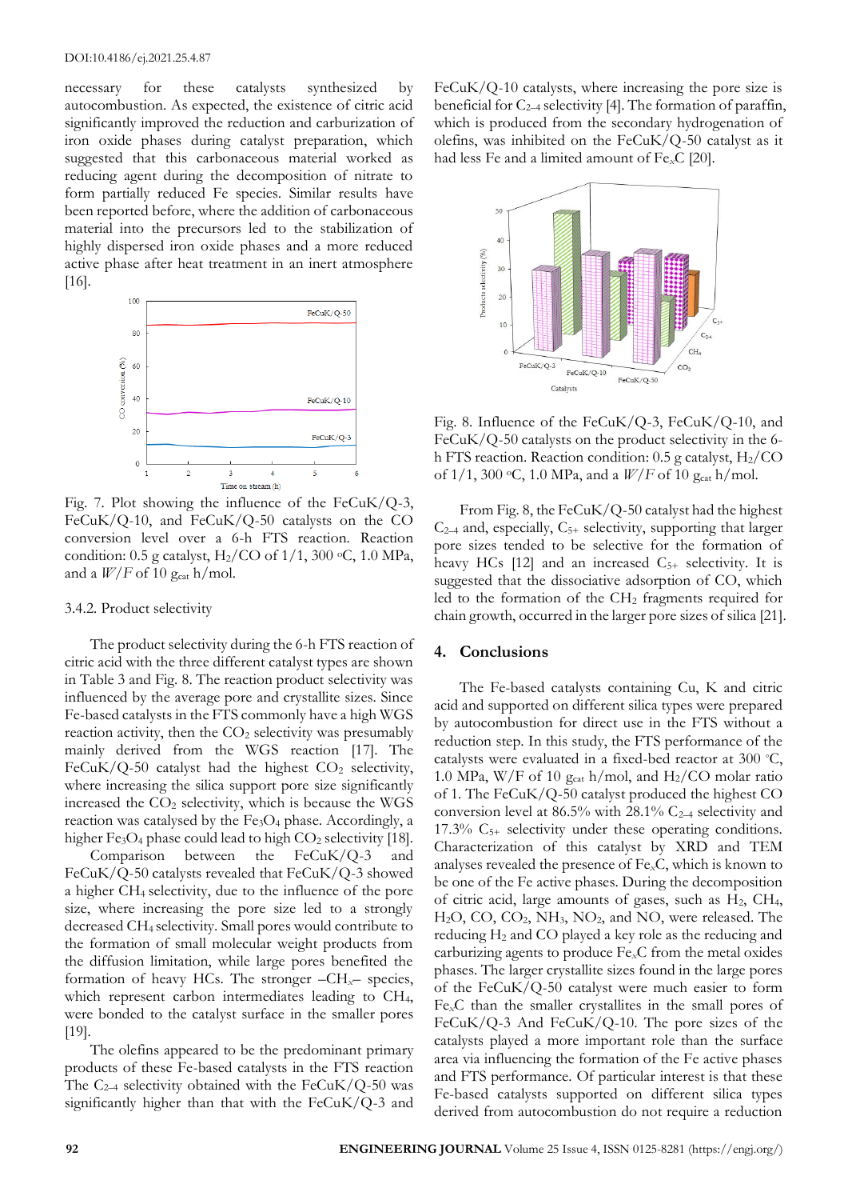necessary for these catalysts synthesized by autocombustion. As expected, the existence of citric acid significantly improved the reduction and carburization of iron oxide phases during catalyst preparation, which suggested that this carbonaceous material worked as reducing agent during the decomposition of nitrate to form partially reduced Fe species. Similar results have been reported before, where the addition of carbonaceous material into the precursors led to the stabilization of highly dispersed iron oxide phases and a more reduced active phase after heat treatment in an inert atmosphere [16].

Fig. 7. Plot showing the influence of the FeCuK/Q-3, FeCuK/Q-10, and FeCuK/Q-50 catalysts on the CO conversion level over a 6-h FTS reaction. Reaction condition: 0.5 g catalyst, $H_2/CO$ of 1/1, 300 °C, 1.0 MPa, and a $W/F$ of 10 $g_{cat}$ h/mol.

### 3.4.2. Product selectivity

The product selectivity during the 6-h FTS reaction of citric acid with the three different catalyst types are shown in Table 3 and Fig. 8. The reaction product selectivity was influenced by the average pore and crystallite sizes. Since Fe-based catalysts in the FTS commonly have a high WGS reaction activity, then the $CO_2$ selectivity was presumably mainly derived from the WGS reaction [17]. The FeCuK/Q-50 catalyst had the highest $CO_2$ selectivity, where increasing the silica support pore size significantly increased the $CO_2$ selectivity, which is because the WGS reaction was catalysed by the $Fe_3O_4$ phase. Accordingly, a higher $Fe_3O_4$ phase could lead to high $CO_2$ selectivity [18].

Comparison between the FeCuK/Q-3 and FeCuK/Q-50 catalysts revealed that FeCuK/Q-3 showed a higher $CH_4$ selectivity, due to the influence of the pore size, where increasing the pore size led to a strongly decreased $CH_4$ selectivity. Small pores would contribute to the formation of small molecular weight products from the diffusion limitation, while large pores benefited the formation of heavy HCs. The stronger $-CH_x-$ species, which represent carbon intermediates leading to $CH_4$, were bonded to the catalyst surface in the smaller pores [19].

The olefins appeared to be the predominant primary products of these Fe-based catalysts in the FTS reaction The $C_{2-4}$ selectivity obtained with the FeCuK/Q-50 was significantly higher than that with the FeCuK/Q-3 and FeCuK/Q-10 catalysts, where increasing the pore size is beneficial for $C_{2-4}$ selectivity [4]. The formation of paraffin, which is produced from the secondary hydrogenation of olefins, was inhibited on the FeCuK/Q-50 catalyst as it had less Fe and a limited amount of $Fe_xC$ [20].

Fig. 8. Influence of the FeCuK/Q-3, FeCuK/Q-10, and FeCuK/Q-50 catalysts on the product selectivity in the 6-h FTS reaction. Reaction condition: 0.5 g catalyst, $H_2/CO$ of 1/1, 300 °C, 1.0 MPa, and a $W/F$ of 10 $g_{cat}$ h/mol.

From Fig. 8, the FeCuK/Q-50 catalyst had the highest $C_{2-4}$ and, especially, $C_{5+}$ selectivity, supporting that larger pore sizes tended to be selective for the formation of heavy HCs [12] and an increased $C_{5+}$ selectivity. It is suggested that the dissociative adsorption of CO, which led to the formation of the $CH_2$ fragments required for chain growth, occurred in the larger pore sizes of silica [21].

## 4. Conclusions

The Fe-based catalysts containing Cu, K and citric acid and supported on different silica types were prepared by autocombustion for direct use in the FTS without a reduction step. In this study, the FTS performance of the catalysts were evaluated in a fixed-bed reactor at 300 °C, 1.0 MPa, W/F of 10 $g_{cat}$ h/mol, and $H_2/CO$ molar ratio of 1. The FeCuK/Q-50 catalyst produced the highest CO conversion level at 86.5% with 28.1% $C_{2-4}$ selectivity and 17.3% $C_{5+}$ selectivity under these operating conditions. Characterization of this catalyst by XRD and TEM analyses revealed the presence of $Fe_xC$, which is known to be one of the Fe active phases. During the decomposition of citric acid, large amounts of gases, such as $H_2$, $CH_4$, $H_2O$, CO, $CO_2$, $NH_3$, $NO_2$, and NO, were released. The reducing $H_2$ and CO played a key role as the reducing and carburizing agents to produce $Fe_xC$ from the metal oxides phases. The larger crystallite sizes found in the large pores of the FeCuK/Q-50 catalyst were much easier to form $Fe_xC$ than the smaller crystallites in the small pores of FeCuK/Q-3 And FeCuK/Q-10. The pore sizes of the catalysts played a more important role than the surface area via influencing the formation of the Fe active phases and FTS performance. Of particular interest is that these Fe-based catalysts supported on different silica types derived from autocombustion do not require a reduction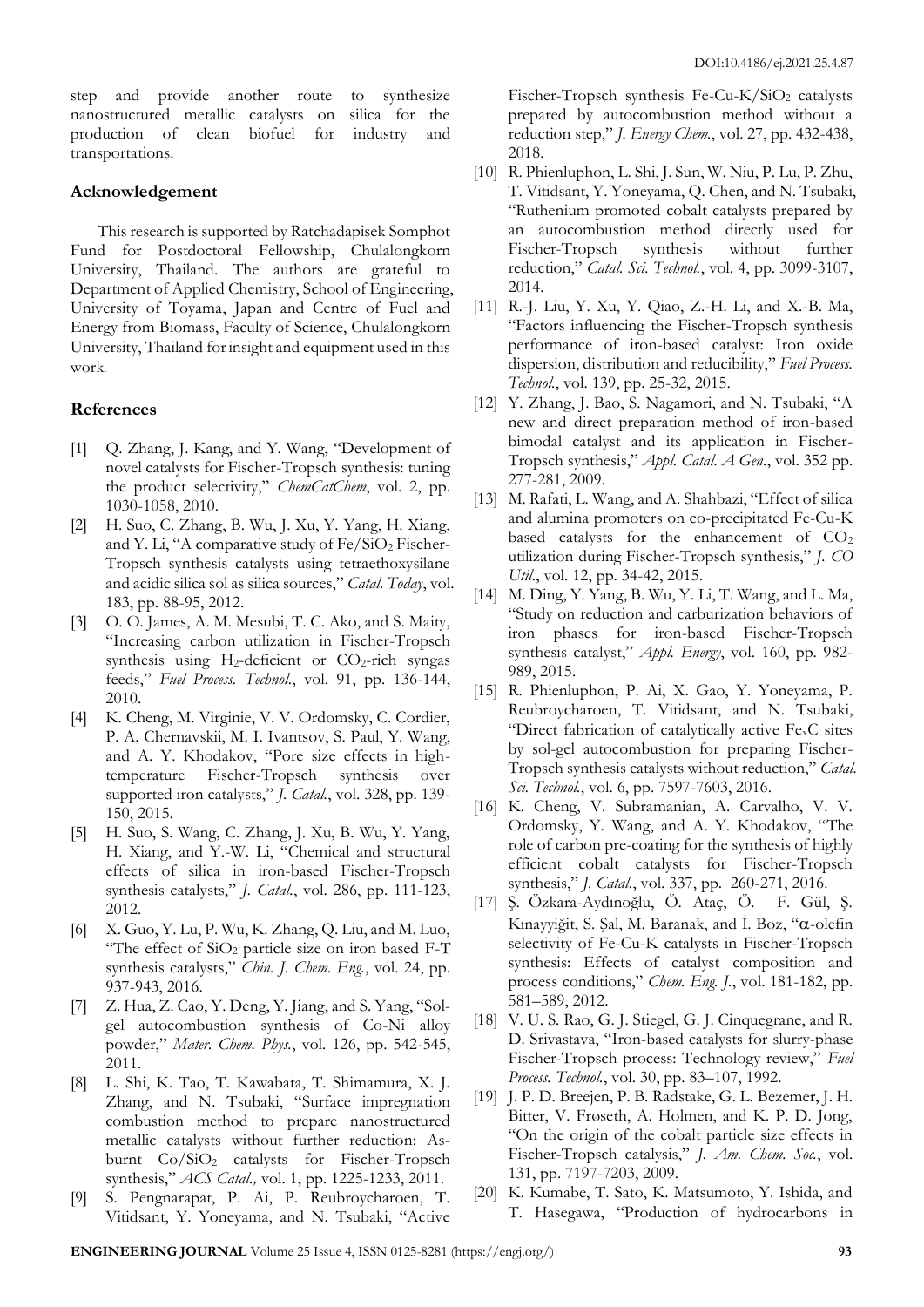step and provide another route to synthesize nanostructured metallic catalysts on silica for the production of clean biofuel for industry and transportations.

## Acknowledgement

This research is supported by Ratchadapisek Somphot Fund for Postdoctoral Fellowship, Chulalongkorn University, Thailand. The authors are grateful to Department of Applied Chemistry, School of Engineering, University of Toyama, Japan and Centre of Fuel and Energy from Biomass, Faculty of Science, Chulalongkorn University, Thailand for insight and equipment used in this work.

## References

[1] Q. Zhang, J. Kang, and Y. Wang, "Development of novel catalysts for Fischer-Tropsch synthesis: tuning the product selectivity," *ChemCatChem*, vol. 2, pp. 1030-1058, 2010.

[2] H. Suo, C. Zhang, B. Wu, J. Xu, Y. Yang, H. Xiang, and Y. Li, "A comparative study of $Fe/SiO_2$ Fischer-Tropsch synthesis catalysts using tetraethoxysilane and acidic silica sol as silica sources," *Catal. Today*, vol. 183, pp. 88-95, 2012.

[3] O. O. James, A. M. Mesubi, T. C. Ako, and S. Maity, "Increasing carbon utilization in Fischer-Tropsch synthesis using $H_2$-deficient or $CO_2$-rich syngas feeds," *Fuel Process. Technol.*, vol. 91, pp. 136-144, 2010.

[4] K. Cheng, M. Virginie, V. V. Ordomsky, C. Cordier, P. A. Chernavskii, M. I. Ivantsov, S. Paul, Y. Wang, and A. Y. Khodakov, "Pore size effects in high-temperature Fischer-Tropsch synthesis over supported iron catalysts," *J. Catal.*, vol. 328, pp. 139-150, 2015.

[5] H. Suo, S. Wang, C. Zhang, J. Xu, B. Wu, Y. Yang, H. Xiang, and Y.-W. Li, "Chemical and structural effects of silica in iron-based Fischer-Tropsch synthesis catalysts," *J. Catal.*, vol. 286, pp. 111-123, 2012.

[6] X. Guo, Y. Lu, P. Wu, K. Zhang, Q. Liu, and M. Luo, "The effect of $SiO_2$ particle size on iron based F-T synthesis catalysts," *Chin. J. Chem. Eng.*, vol. 24, pp. 937-943, 2016.

[7] Z. Hua, Z. Cao, Y. Deng, Y. Jiang, and S. Yang, "Sol-gel autocombustion synthesis of Co-Ni alloy powder," *Mater. Chem. Phys.*, vol. 126, pp. 542-545, 2011.

[8] L. Shi, K. Tao, T. Kawabata, T. Shimamura, X. J. Zhang, and N. Tsubaki, "Surface impregnation combustion method to prepare nanostructured metallic catalysts without further reduction: As-burnt $Co/SiO_2$ catalysts for Fischer-Tropsch synthesis," *ACS Catal.,* vol. 1, pp. 1225-1233, 2011.

[9] S. Pengnarapat, P. Ai, P. Reubroycharoen, T. Vitidsant, Y. Yoneyama, and N. Tsubaki, "Active Fischer-Tropsch synthesis $Fe\text{-}Cu\text{-}K/SiO_2$ catalysts prepared by autocombustion method without a reduction step," *J. Energy Chem.*, vol. 27, pp. 432-438, 2018.

[10] R. Phienluphon, L. Shi, J. Sun, W. Niu, P. Lu, P. Zhu, T. Vitidsant, Y. Yoneyama, Q. Chen, and N. Tsubaki, "Ruthenium promoted cobalt catalysts prepared by an autocombustion method directly used for Fischer-Tropsch synthesis without further reduction," *Catal. Sci. Technol.*, vol. 4, pp. 3099-3107, 2014.

[11] R.-J. Liu, Y. Xu, Y. Qiao, Z.-H. Li, and X.-B. Ma, "Factors influencing the Fischer-Tropsch synthesis performance of iron-based catalyst: Iron oxide dispersion, distribution and reducibility," *Fuel Process. Technol.*, vol. 139, pp. 25-32, 2015.

[12] Y. Zhang, J. Bao, S. Nagamori, and N. Tsubaki, "A new and direct preparation method of iron-based bimodal catalyst and its application in Fischer-Tropsch synthesis," *Appl. Catal. A Gen.*, vol. 352 pp. 277-281, 2009.

[13] M. Rafati, L. Wang, and A. Shahbazi, "Effect of silica and alumina promoters on co-precipitated Fe-Cu-K based catalysts for the enhancement of $CO_2$ utilization during Fischer-Tropsch synthesis," *J. CO Util.*, vol. 12, pp. 34-42, 2015.

[14] M. Ding, Y. Yang, B. Wu, Y. Li, T. Wang, and L. Ma, "Study on reduction and carburization behaviors of iron phases for iron-based Fischer-Tropsch synthesis catalyst," *Appl. Energy*, vol. 160, pp. 982-989, 2015.

[15] R. Phienluphon, P. Ai, X. Gao, Y. Yoneyama, P. Reubroycharoen, T. Vitidsant, and N. Tsubaki, "Direct fabrication of catalytically active $Fe_xC$ sites by sol-gel autocombustion for preparing Fischer-Tropsch synthesis catalysts without reduction," *Catal. Sci. Technol.*, vol. 6, pp. 7597-7603, 2016.

[16] K. Cheng, V. Subramanian, A. Carvalho, V. V. Ordomsky, Y. Wang, and A. Y. Khodakov, "The role of carbon pre-coating for the synthesis of highly efficient cobalt catalysts for Fischer-Tropsch synthesis," *J. Catal.*, vol. 337, pp. 260-271, 2016.

[17] Ş. Özkara-Aydınoğlu, Ö. Ataç, Ö. F. Gül, Ş. Kınayyiğit, S. Şal, M. Baranak, and İ. Boz, "α-olefin selectivity of Fe-Cu-K catalysts in Fischer-Tropsch synthesis: Effects of catalyst composition and process conditions," *Chem. Eng. J.*, vol. 181-182, pp. 581–589, 2012.

[18] V. U. S. Rao, G. J. Stiegel, G. J. Cinquegrane, and R. D. Srivastava, "Iron-based catalysts for slurry-phase Fischer-Tropsch process: Technology review," *Fuel Process. Technol.*, vol. 30, pp. 83–107, 1992.

[19] J. P. D. Breejen, P. B. Radstake, G. L. Bezemer, J. H. Bitter, V. Frøseth, A. Holmen, and K. P. D. Jong, "On the origin of the cobalt particle size effects in Fischer-Tropsch catalysis," *J. Am. Chem. Soc.*, vol. 131, pp. 7197-7203, 2009.

[20] K. Kumabe, T. Sato, K. Matsumoto, Y. Ishida, and T. Hasegawa, "Production of hydrocarbons in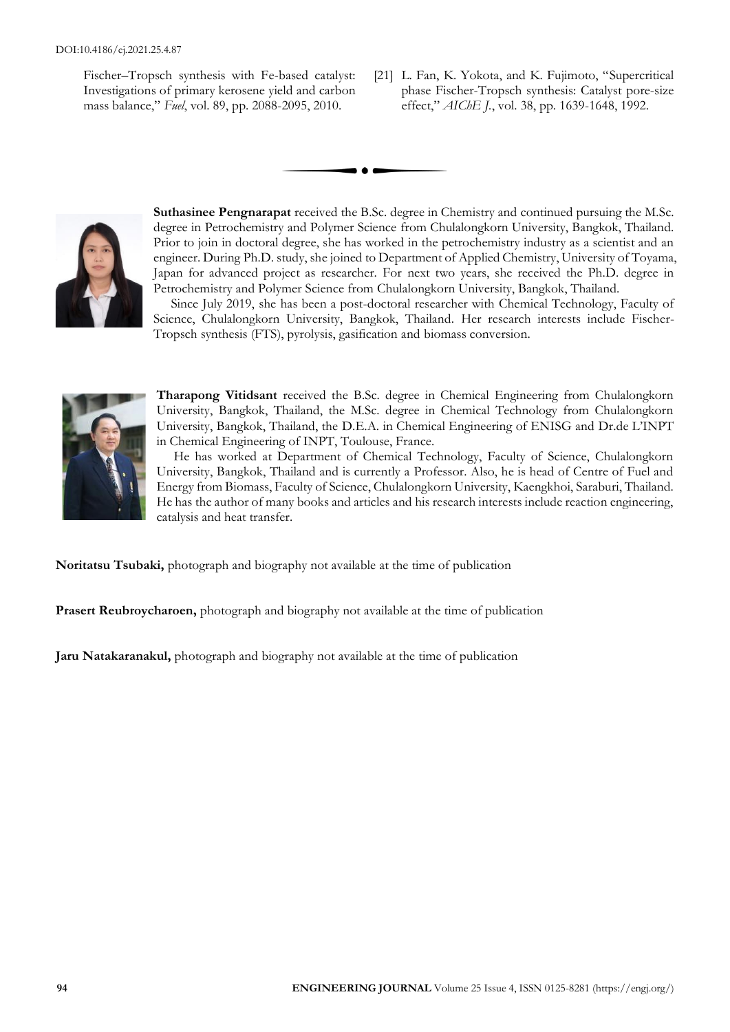Fischer–Tropsch synthesis with Fe-based catalyst: Investigations of primary kerosene yield and carbon mass balance," *Fuel*, vol. 89, pp. 2088-2095, 2010.

[21] L. Fan, K. Yokota, and K. Fujimoto, "Supercritical phase Fischer-Tropsch synthesis: Catalyst pore-size effect," *AIChE J.*, vol. 38, pp. 1639-1648, 1992.

**Suthasinee Pengnarapat** received the B.Sc. degree in Chemistry and continued pursuing the M.Sc. degree in Petrochemistry and Polymer Science from Chulalongkorn University, Bangkok, Thailand. Prior to join in doctoral degree, she has worked in the petrochemistry industry as a scientist and an engineer. During Ph.D. study, she joined to Department of Applied Chemistry, University of Toyama, Japan for advanced project as researcher. For next two years, she received the Ph.D. degree in Petrochemistry and Polymer Science from Chulalongkorn University, Bangkok, Thailand.

Since July 2019, she has been a post-doctoral researcher with Chemical Technology, Faculty of Science, Chulalongkorn University, Bangkok, Thailand. Her research interests include Fischer-Tropsch synthesis (FTS), pyrolysis, gasification and biomass conversion.

**Tharapong Vitidsant** received the B.Sc. degree in Chemical Engineering from Chulalongkorn University, Bangkok, Thailand, the M.Sc. degree in Chemical Technology from Chulalongkorn University, Bangkok, Thailand, the D.E.A. in Chemical Engineering of ENISG and Dr.de L'INPT in Chemical Engineering of INPT, Toulouse, France.

He has worked at Department of Chemical Technology, Faculty of Science, Chulalongkorn University, Bangkok, Thailand and is currently a Professor. Also, he is head of Centre of Fuel and Energy from Biomass, Faculty of Science, Chulalongkorn University, Kaengkhoi, Saraburi, Thailand. He has the author of many books and articles and his research interests include reaction engineering, catalysis and heat transfer.

**Noritatsu Tsubaki,** photograph and biography not available at the time of publication

**Prasert Reubroycharoen,** photograph and biography not available at the time of publication

**Jaru Natakaranakul,** photograph and biography not available at the time of publication